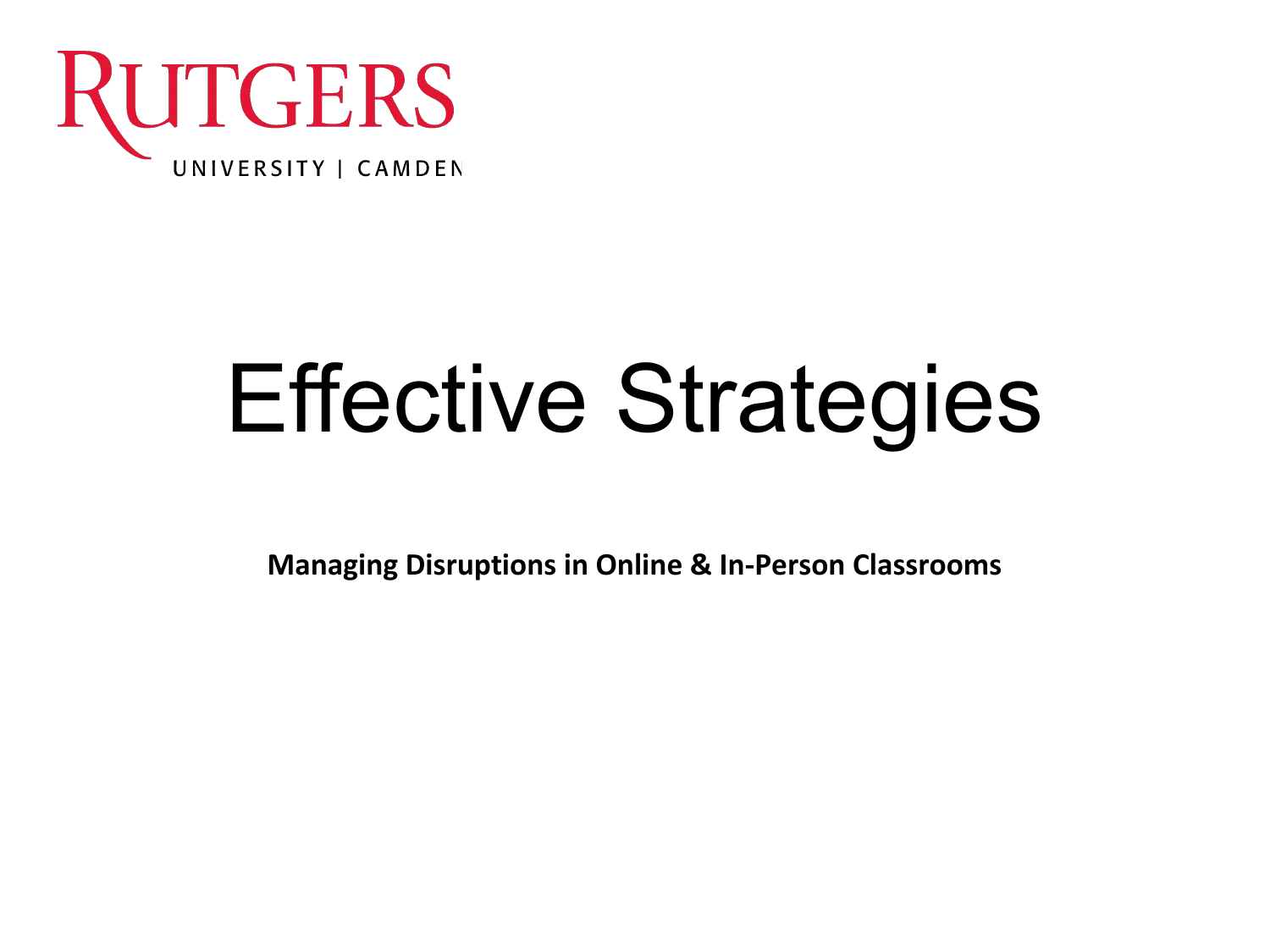RUTGERS

UNIVERSITY | CAMDEN

# Effective Strategies

**Managing Disruptions in Online & In-Person Classrooms**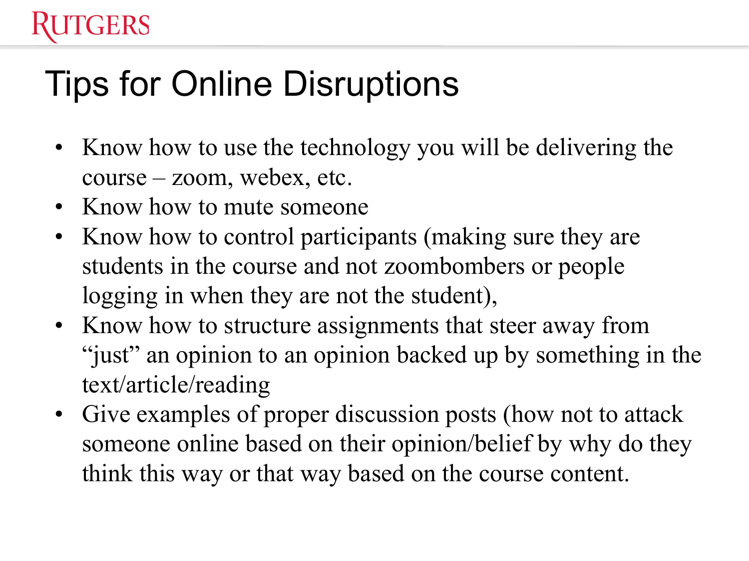# Tips for Online Disruptions

- Know how to use the technology you will be delivering the course – zoom, webex, etc.
- Know how to mute someone
- Know how to control participants (making sure they are students in the course and not zoombombers or people logging in when they are not the student),
- Know how to structure assignments that steer away from "just" an opinion to an opinion backed up by something in the text/article/reading
- Give examples of proper discussion posts (how not to attack someone online based on their opinion/belief by why do they think this way or that way based on the course content.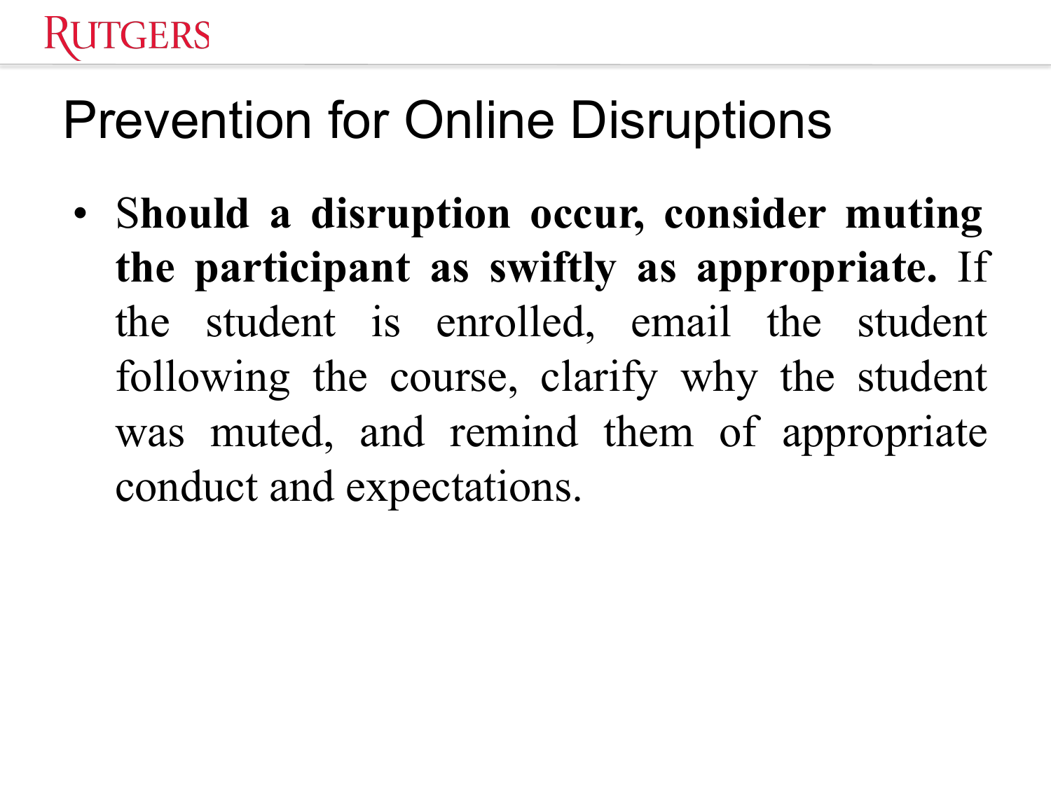# Prevention for Online Disruptions

- **Should a disruption occur, consider muting the participant as swiftly as appropriate.** If the student is enrolled, email the student following the course, clarify why the student was muted, and remind them of appropriate conduct and expectations.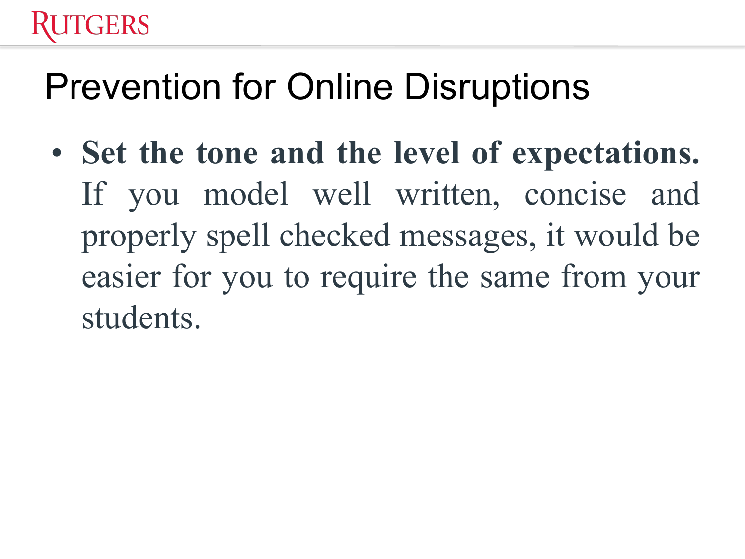# Prevention for Online Disruptions

- **Set the tone and the level of expectations.** If you model well written, concise and properly spell checked messages, it would be easier for you to require the same from your students.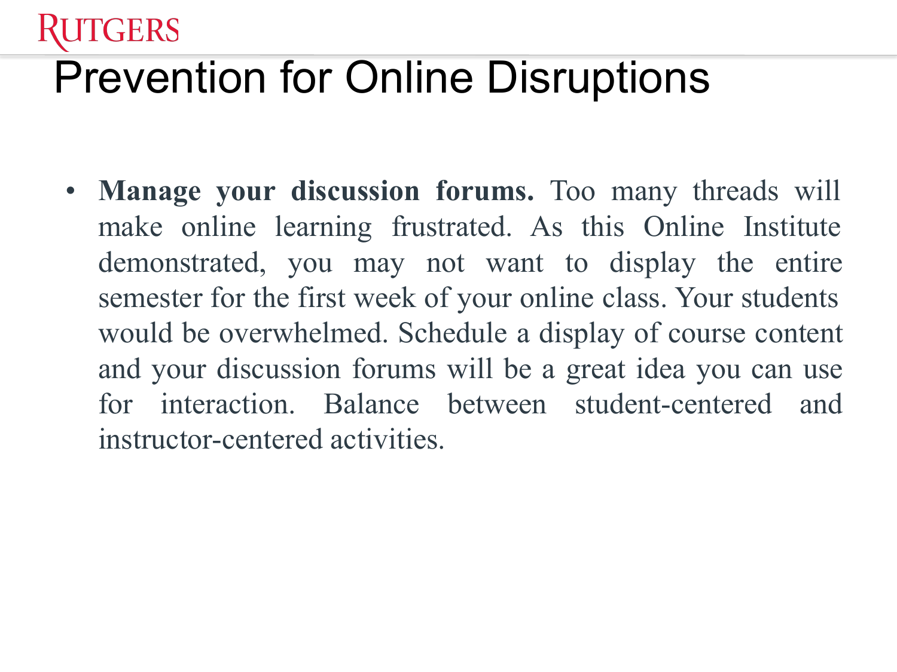# Prevention for Online Disruptions

- **Manage your discussion forums.** Too many threads will make online learning frustrated. As this Online Institute demonstrated, you may not want to display the entire semester for the first week of your online class. Your students would be overwhelmed. Schedule a display of course content and your discussion forums will be a great idea you can use for interaction. Balance between student-centered and instructor-centered activities.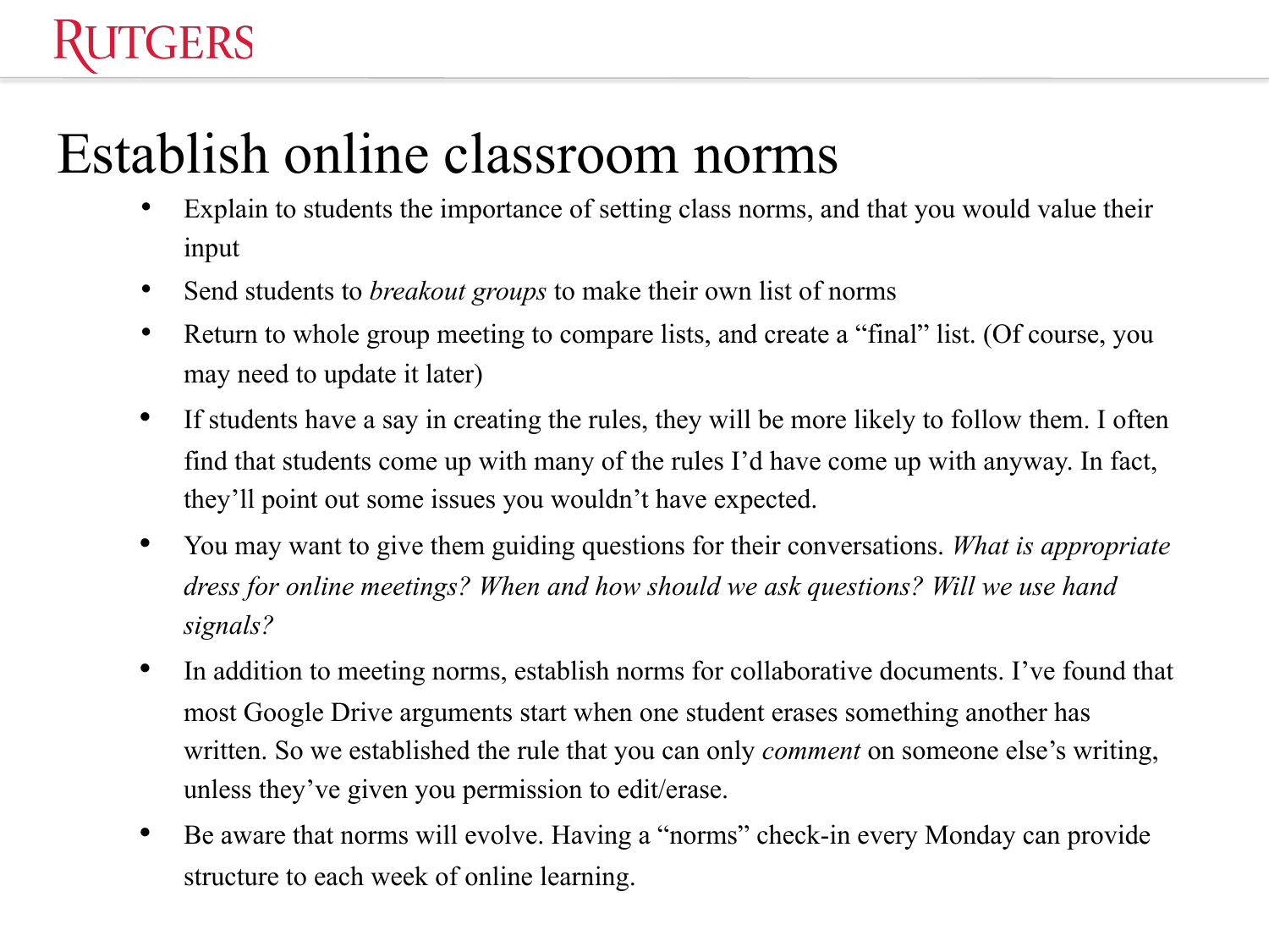# Establish online classroom norms

- Explain to students the importance of setting class norms, and that you would value their input
- Send students to *breakout groups* to make their own list of norms
- Return to whole group meeting to compare lists, and create a "final" list. (Of course, you may need to update it later)
- If students have a say in creating the rules, they will be more likely to follow them. I often find that students come up with many of the rules I'd have come up with anyway. In fact, they'll point out some issues you wouldn't have expected.
- You may want to give them guiding questions for their conversations. *What is appropriate dress for online meetings? When and how should we ask questions? Will we use hand signals?*
- In addition to meeting norms, establish norms for collaborative documents. I've found that most Google Drive arguments start when one student erases something another has written. So we established the rule that you can only *comment* on someone else's writing, unless they've given you permission to edit/erase.
- Be aware that norms will evolve. Having a "norms" check-in every Monday can provide structure to each week of online learning.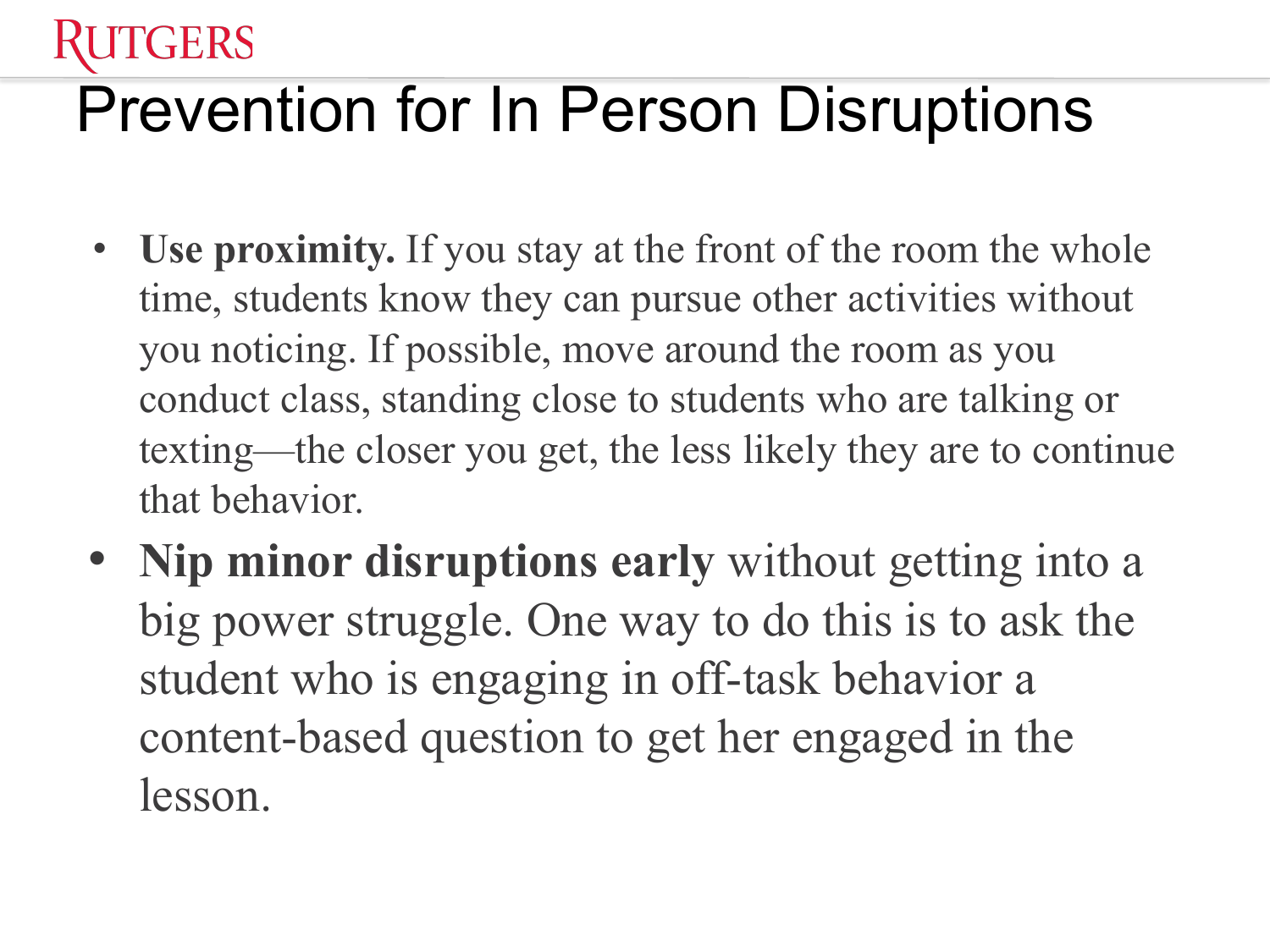# Prevention for In Person Disruptions

- **Use proximity.** If you stay at the front of the room the whole time, students know they can pursue other activities without you noticing. If possible, move around the room as you conduct class, standing close to students who are talking or texting—the closer you get, the less likely they are to continue that behavior.
- **Nip minor disruptions early** without getting into a big power struggle. One way to do this is to ask the student who is engaging in off-task behavior a content-based question to get her engaged in the lesson.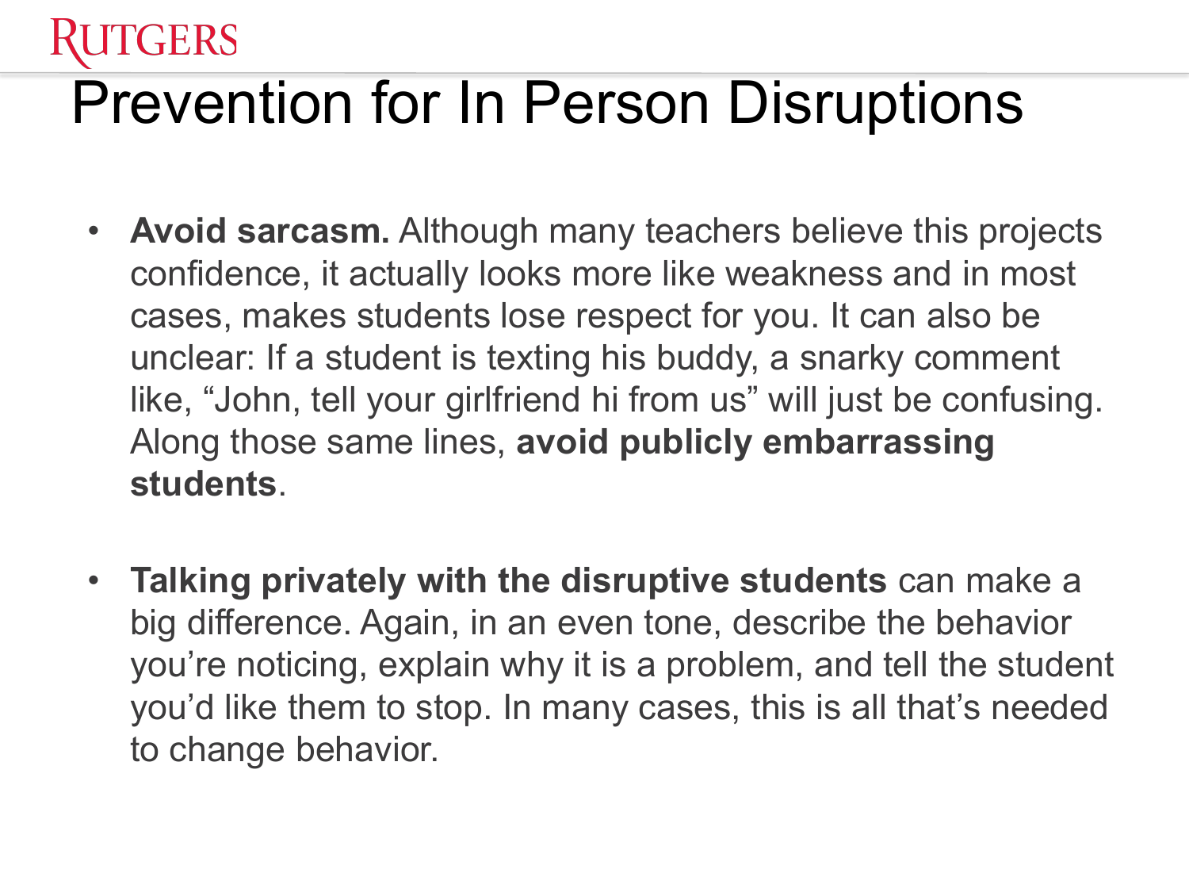# Prevention for In Person Disruptions

- **Avoid sarcasm.** Although many teachers believe this projects confidence, it actually looks more like weakness and in most cases, makes students lose respect for you. It can also be unclear: If a student is texting his buddy, a snarky comment like, "John, tell your girlfriend hi from us" will just be confusing. Along those same lines, **avoid publicly embarrassing students**.

- **Talking privately with the disruptive students** can make a big difference. Again, in an even tone, describe the behavior you're noticing, explain why it is a problem, and tell the student you'd like them to stop. In many cases, this is all that's needed to change behavior.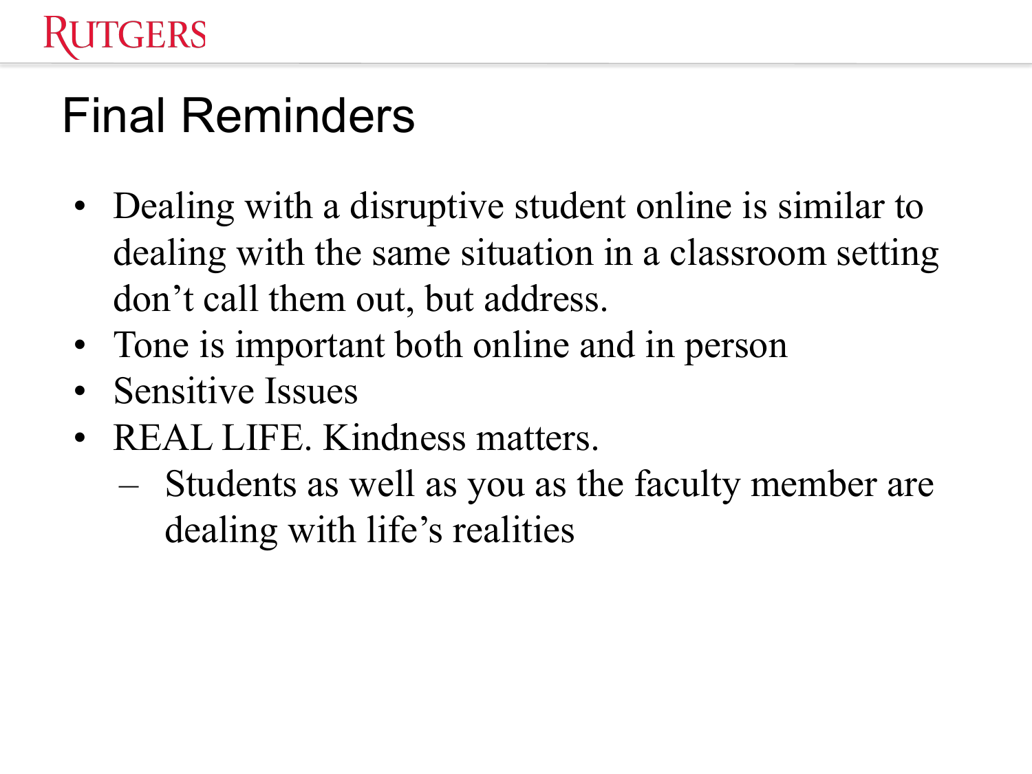# Final Reminders

- Dealing with a disruptive student online is similar to dealing with the same situation in a classroom setting don’t call them out, but address.
- Tone is important both online and in person
- Sensitive Issues
- REAL LIFE. Kindness matters.
  - Students as well as you as the faculty member are dealing with life’s realities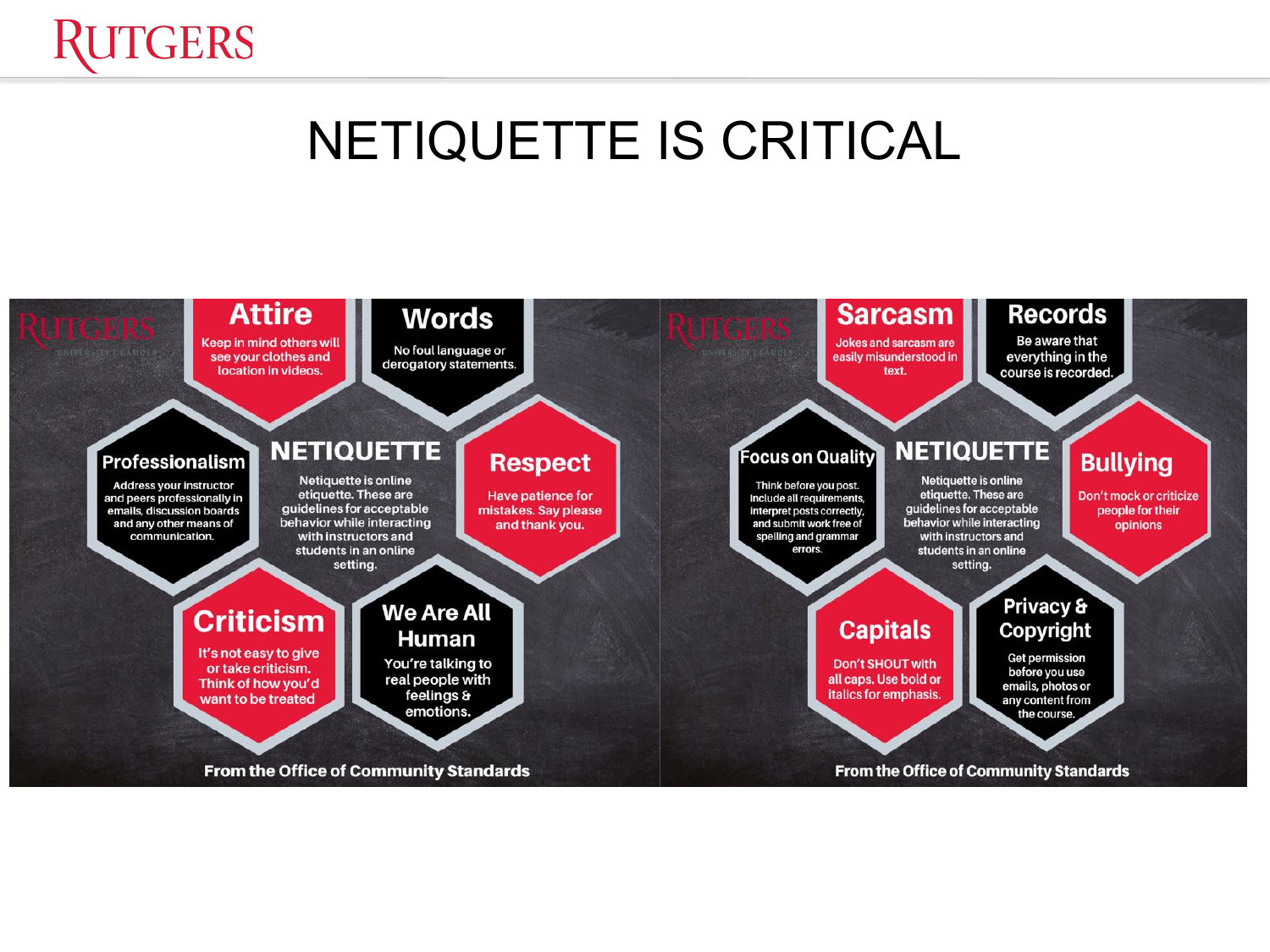# NETIQUETTE IS CRITICAL

## NETIQUETTE

Netiquette is online etiquette. These are guidelines for acceptable behavior while interacting with instructors and students in an online setting.

**Attire**
Keep in mind others will see your clothes and location in videos.

**Words**
No foul language or derogatory statements.

**Professionalism**
Address your instructor and peers professionally in emails, discussion boards and any other means of communication.

**Respect**
Have patience for mistakes. Say please and thank you.

**Criticism**
It's not easy to give or take criticism. Think of how you'd want to be treated

**We Are All Human**
You're talking to real people with feelings & emotions.

From the Office of Community Standards

## NETIQUETTE

Netiquette is online etiquette. These are guidelines for acceptable behavior while interacting with instructors and students in an online setting.

**Sarcasm**
Jokes and sarcasm are easily misunderstood in text.

**Records**
Be aware that everything in the course is recorded.

**Focus on Quality**
Think before you post. Include all requirements, interpret posts correctly, and submit work free of spelling and grammar errors.

**Bullying**
Don't mock or criticize people for their opinions

**Capitals**
Don't SHOUT with all caps. Use bold or italics for emphasis.

**Privacy & Copyright**
Get permission before you use emails, photos or any content from the course.

From the Office of Community Standards